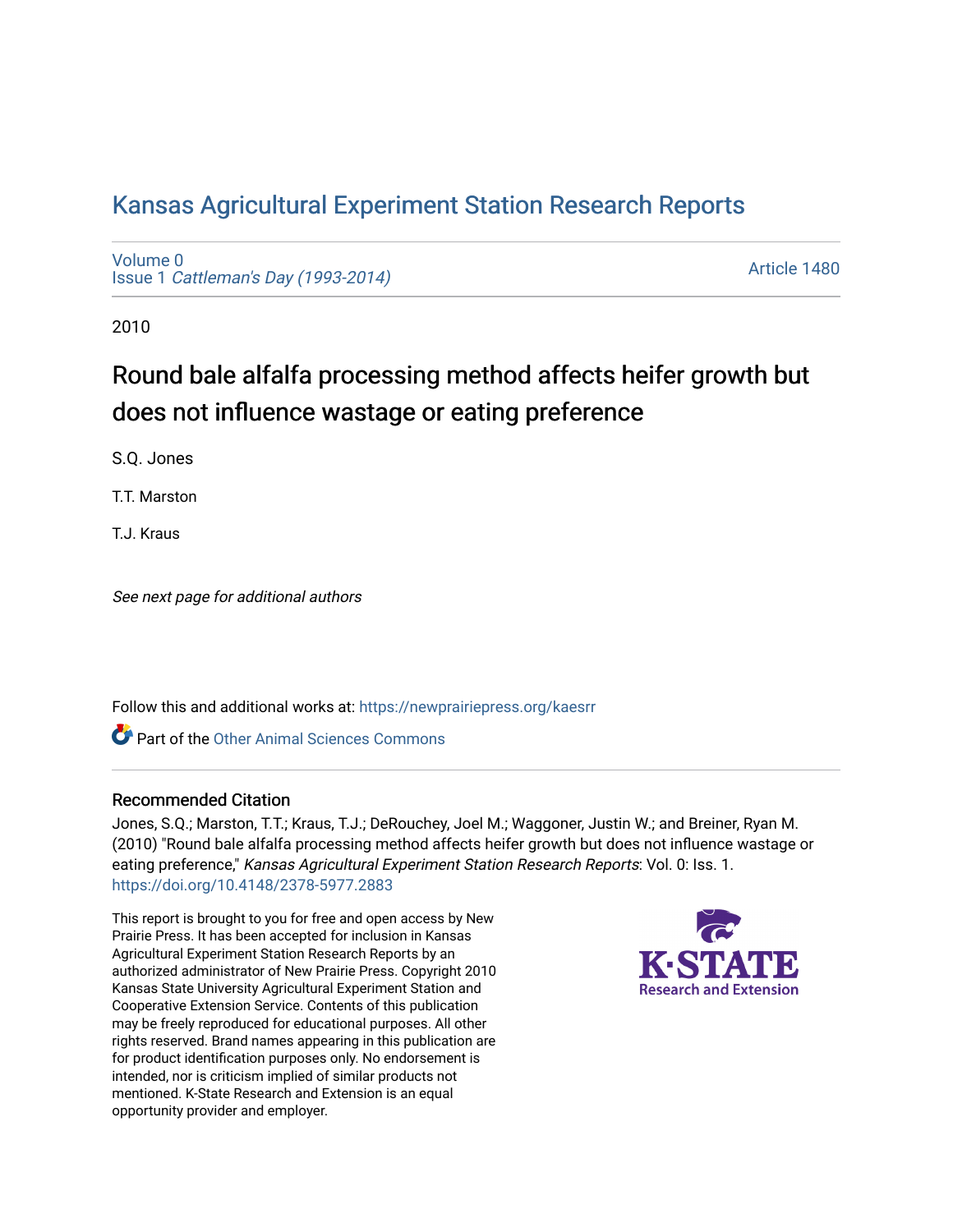# Kansas Agricultural Experiment Station Research Reports

Volume 0
Issue 1 *Cattleman's Day (1993-2014)*

Article 1480

2010

## Round bale alfalfa processing method affects heifer growth but does not influence wastage or eating preference

S.Q. Jones

T.T. Marston

T.J. Kraus

*See next page for additional authors*

Follow this and additional works at: https://newprairiepress.org/kaesrr

Part of the Other Animal Sciences Commons

### Recommended Citation

Jones, S.Q.; Marston, T.T.; Kraus, T.J.; DeRouchey, Joel M.; Waggoner, Justin W.; and Breiner, Ryan M. (2010) "Round bale alfalfa processing method affects heifer growth but does not influence wastage or eating preference," *Kansas Agricultural Experiment Station Research Reports*: Vol. 0: Iss. 1. https://doi.org/10.4148/2378-5977.2883

This report is brought to you for free and open access by New Prairie Press. It has been accepted for inclusion in Kansas Agricultural Experiment Station Research Reports by an authorized administrator of New Prairie Press. Copyright 2010 Kansas State University Agricultural Experiment Station and Cooperative Extension Service. Contents of this publication may be freely reproduced for educational purposes. All other rights reserved. Brand names appearing in this publication are for product identification purposes only. No endorsement is intended, nor is criticism implied of similar products not mentioned. K-State Research and Extension is an equal opportunity provider and employer.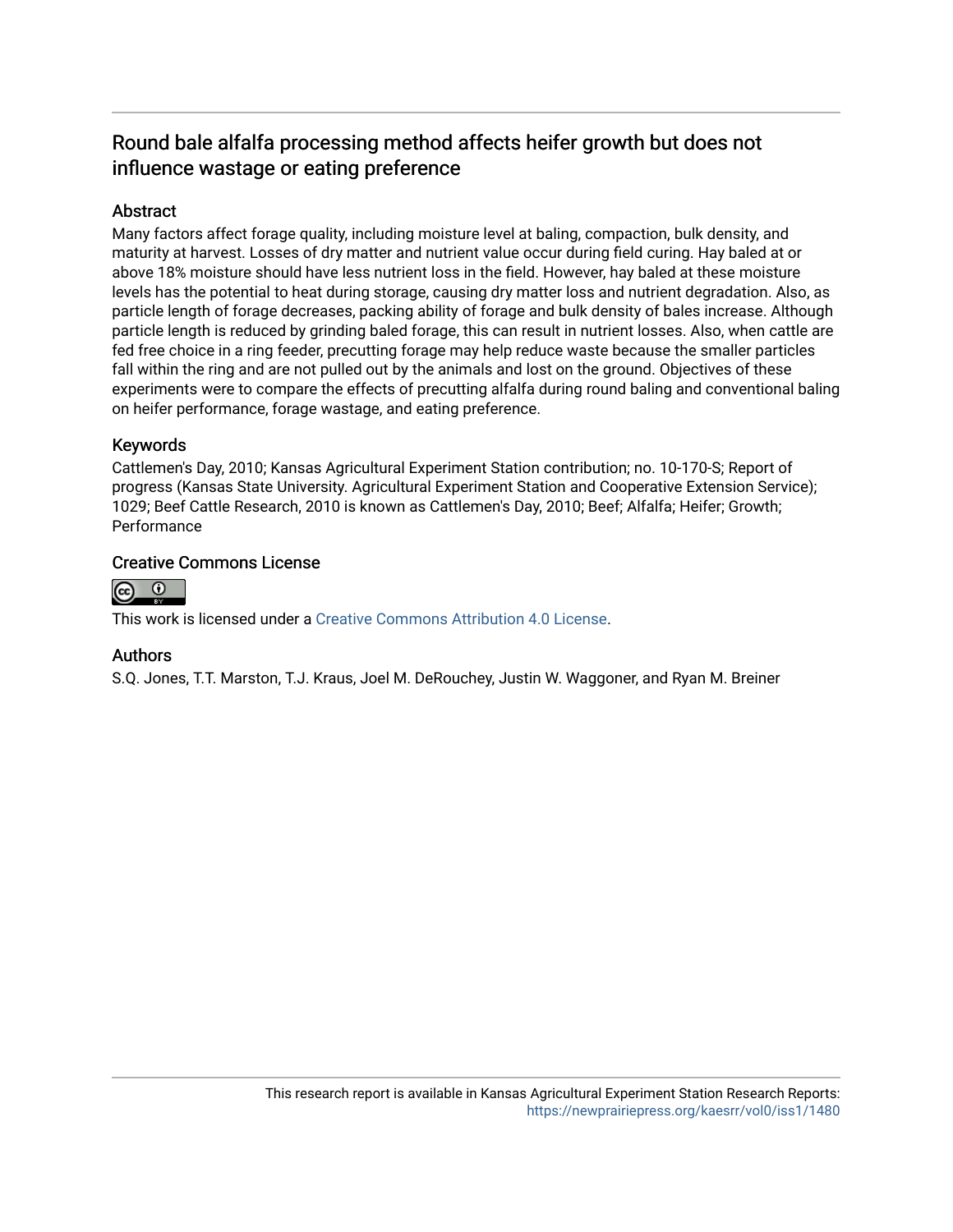# Round bale alfalfa processing method affects heifer growth but does not influence wastage or eating preference

## Abstract

Many factors affect forage quality, including moisture level at baling, compaction, bulk density, and maturity at harvest. Losses of dry matter and nutrient value occur during field curing. Hay baled at or above 18% moisture should have less nutrient loss in the field. However, hay baled at these moisture levels has the potential to heat during storage, causing dry matter loss and nutrient degradation. Also, as particle length of forage decreases, packing ability of forage and bulk density of bales increase. Although particle length is reduced by grinding baled forage, this can result in nutrient losses. Also, when cattle are fed free choice in a ring feeder, precutting forage may help reduce waste because the smaller particles fall within the ring and are not pulled out by the animals and lost on the ground. Objectives of these experiments were to compare the effects of precutting alfalfa during round baling and conventional baling on heifer performance, forage wastage, and eating preference.

## Keywords

Cattlemen's Day, 2010; Kansas Agricultural Experiment Station contribution; no. 10-170-S; Report of progress (Kansas State University. Agricultural Experiment Station and Cooperative Extension Service); 1029; Beef Cattle Research, 2010 is known as Cattlemen's Day, 2010; Beef; Alfalfa; Heifer; Growth; Performance

## Creative Commons License

This work is licensed under a Creative Commons Attribution 4.0 License.

## Authors

S.Q. Jones, T.T. Marston, T.J. Kraus, Joel M. DeRouchey, Justin W. Waggoner, and Ryan M. Breiner

This research report is available in Kansas Agricultural Experiment Station Research Reports: https://newprairiepress.org/kaesrr/vol0/iss1/1480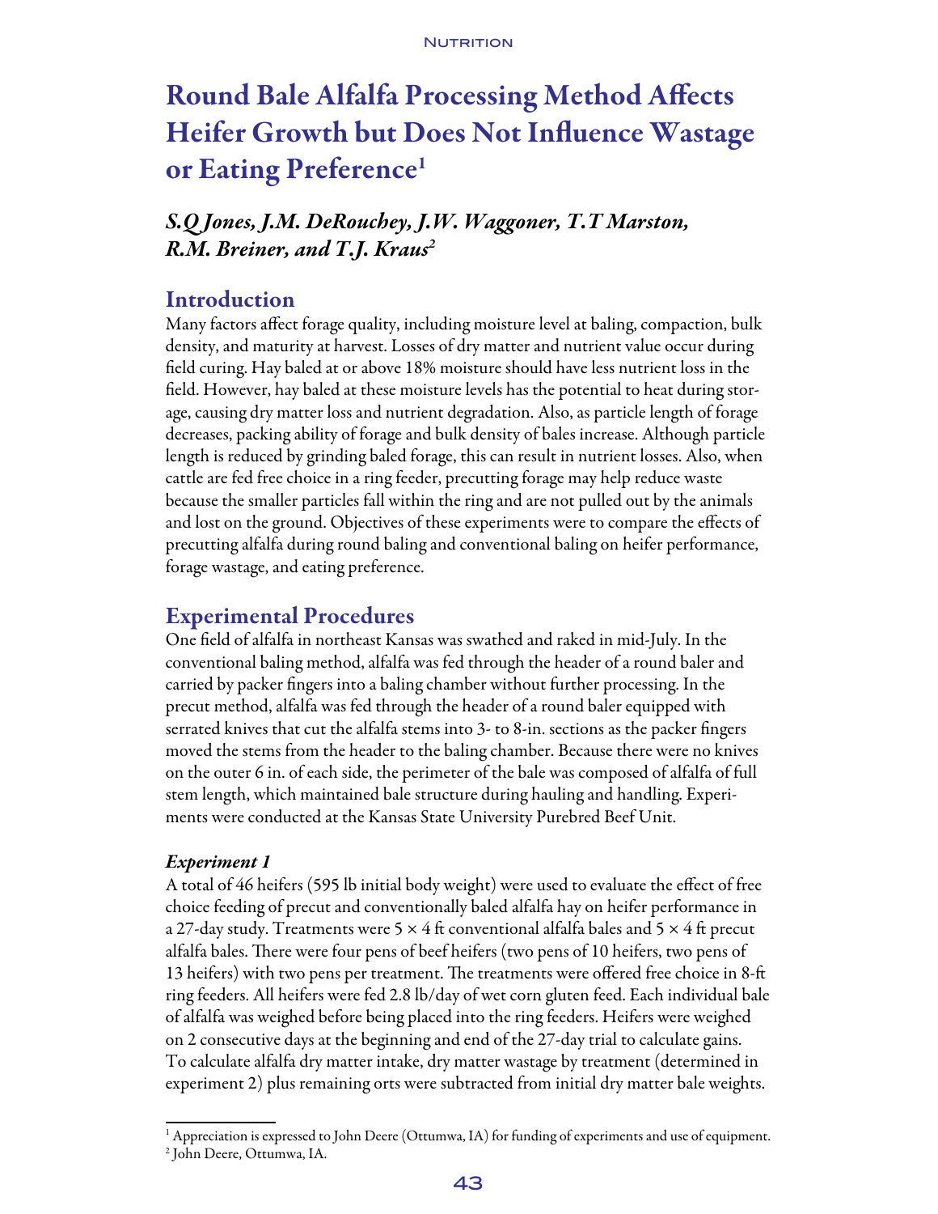# Round Bale Alfalfa Processing Method Affects Heifer Growth but Does Not Influence Wastage or Eating Preference[1]

## *S.Q Jones, J.M. DeRouchey, J.W. Waggoner, T.T Marston, R.M. Breiner, and T.J. Kraus[2]*

## Introduction

Many factors affect forage quality, including moisture level at baling, compaction, bulk density, and maturity at harvest. Losses of dry matter and nutrient value occur during field curing. Hay baled at or above 18% moisture should have less nutrient loss in the field. However, hay baled at these moisture levels has the potential to heat during storage, causing dry matter loss and nutrient degradation. Also, as particle length of forage decreases, packing ability of forage and bulk density of bales increase. Although particle length is reduced by grinding baled forage, this can result in nutrient losses. Also, when cattle are fed free choice in a ring feeder, precutting forage may help reduce waste because the smaller particles fall within the ring and are not pulled out by the animals and lost on the ground. Objectives of these experiments were to compare the effects of precutting alfalfa during round baling and conventional baling on heifer performance, forage wastage, and eating preference.

## Experimental Procedures

One field of alfalfa in northeast Kansas was swathed and raked in mid-July. In the conventional baling method, alfalfa was fed through the header of a round baler and carried by packer fingers into a baling chamber without further processing. In the precut method, alfalfa was fed through the header of a round baler equipped with serrated knives that cut the alfalfa stems into 3- to 8-in. sections as the packer fingers moved the stems from the header to the baling chamber. Because there were no knives on the outer 6 in. of each side, the perimeter of the bale was composed of alfalfa of full stem length, which maintained bale structure during hauling and handling. Experiments were conducted at the Kansas State University Purebred Beef Unit.

### *Experiment 1*

A total of 46 heifers (595 lb initial body weight) were used to evaluate the effect of free choice feeding of precut and conventionally baled alfalfa hay on heifer performance in a 27-day study. Treatments were 5 × 4 ft conventional alfalfa bales and 5 × 4 ft precut alfalfa bales. There were four pens of beef heifers (two pens of 10 heifers, two pens of 13 heifers) with two pens per treatment. The treatments were offered free choice in 8-ft ring feeders. All heifers were fed 2.8 lb/day of wet corn gluten feed. Each individual bale of alfalfa was weighed before being placed into the ring feeders. Heifers were weighed on 2 consecutive days at the beginning and end of the 27-day trial to calculate gains. To calculate alfalfa dry matter intake, dry matter wastage by treatment (determined in experiment 2) plus remaining orts were subtracted from initial dry matter bale weights.

[1] Appreciation is expressed to John Deere (Ottumwa, IA) for funding of experiments and use of equipment.

[2] John Deere, Ottumwa, IA.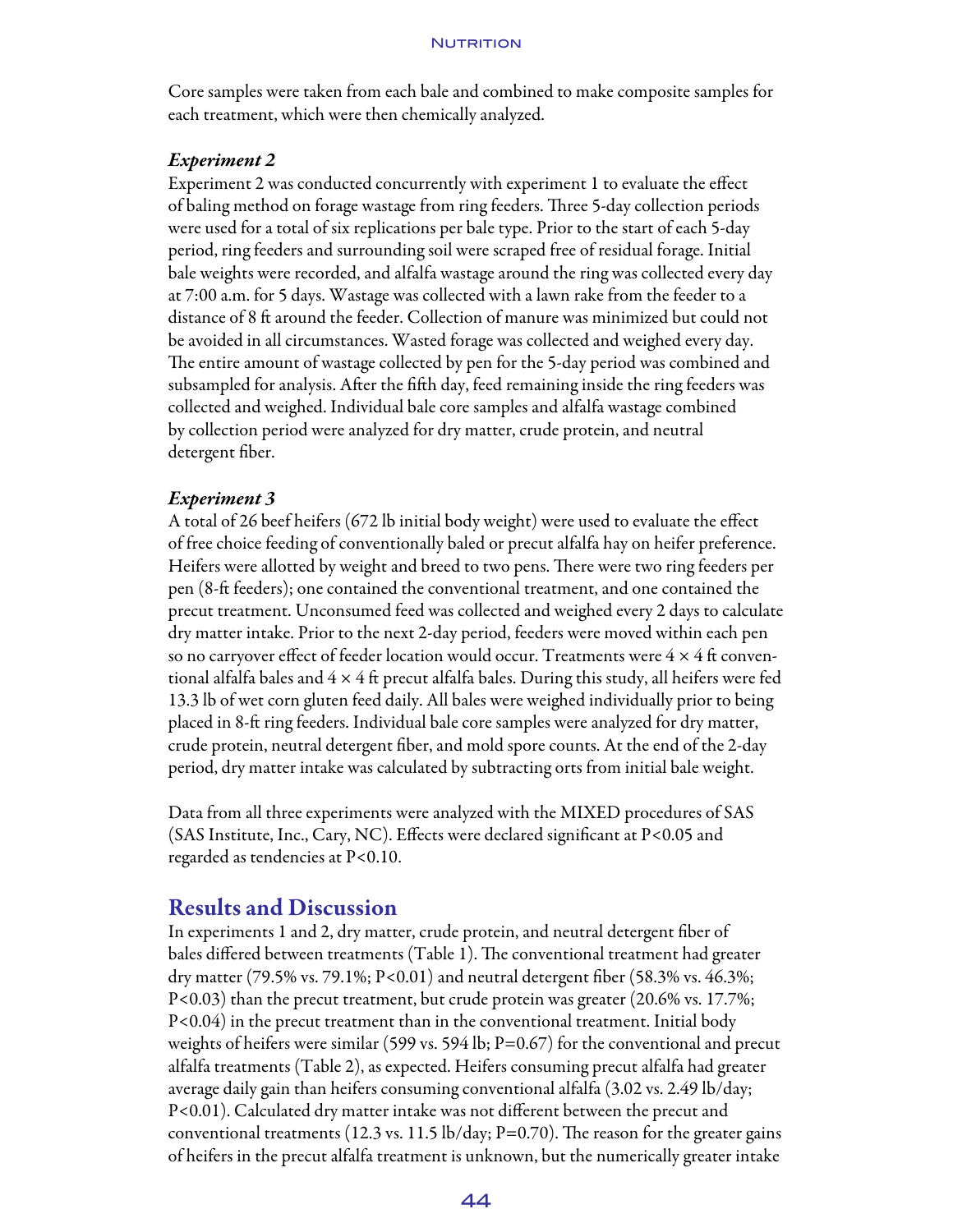Core samples were taken from each bale and combined to make composite samples for each treatment, which were then chemically analyzed.

### *Experiment 2*

Experiment 2 was conducted concurrently with experiment 1 to evaluate the effect of baling method on forage wastage from ring feeders. Three 5-day collection periods were used for a total of six replications per bale type. Prior to the start of each 5-day period, ring feeders and surrounding soil were scraped free of residual forage. Initial bale weights were recorded, and alfalfa wastage around the ring was collected every day at 7:00 a.m. for 5 days. Wastage was collected with a lawn rake from the feeder to a distance of 8 ft around the feeder. Collection of manure was minimized but could not be avoided in all circumstances. Wasted forage was collected and weighed every day. The entire amount of wastage collected by pen for the 5-day period was combined and subsampled for analysis. After the fifth day, feed remaining inside the ring feeders was collected and weighed. Individual bale core samples and alfalfa wastage combined by collection period were analyzed for dry matter, crude protein, and neutral detergent fiber.

### *Experiment 3*

A total of 26 beef heifers (672 lb initial body weight) were used to evaluate the effect of free choice feeding of conventionally baled or precut alfalfa hay on heifer preference. Heifers were allotted by weight and breed to two pens. There were two ring feeders per pen (8-ft feeders); one contained the conventional treatment, and one contained the precut treatment. Unconsumed feed was collected and weighed every 2 days to calculate dry matter intake. Prior to the next 2-day period, feeders were moved within each pen so no carryover effect of feeder location would occur. Treatments were 4 × 4 ft conventional alfalfa bales and 4 × 4 ft precut alfalfa bales. During this study, all heifers were fed 13.3 lb of wet corn gluten feed daily. All bales were weighed individually prior to being placed in 8-ft ring feeders. Individual bale core samples were analyzed for dry matter, crude protein, neutral detergent fiber, and mold spore counts. At the end of the 2-day period, dry matter intake was calculated by subtracting orts from initial bale weight.

Data from all three experiments were analyzed with the MIXED procedures of SAS (SAS Institute, Inc., Cary, NC). Effects were declared significant at $P<0.05$ and regarded as tendencies at $P<0.10$.

## Results and Discussion

In experiments 1 and 2, dry matter, crude protein, and neutral detergent fiber of bales differed between treatments (Table 1). The conventional treatment had greater dry matter (79.5% vs. 79.1%; $P<0.01$) and neutral detergent fiber (58.3% vs. 46.3%; $P<0.03$) than the precut treatment, but crude protein was greater (20.6% vs. 17.7%; $P<0.04$) in the precut treatment than in the conventional treatment. Initial body weights of heifers were similar (599 vs. 594 lb; $P=0.67$) for the conventional and precut alfalfa treatments (Table 2), as expected. Heifers consuming precut alfalfa had greater average daily gain than heifers consuming conventional alfalfa (3.02 vs. 2.49 lb/day; $P<0.01$). Calculated dry matter intake was not different between the precut and conventional treatments (12.3 vs. 11.5 lb/day; $P=0.70$). The reason for the greater gains of heifers in the precut alfalfa treatment is unknown, but the numerically greater intake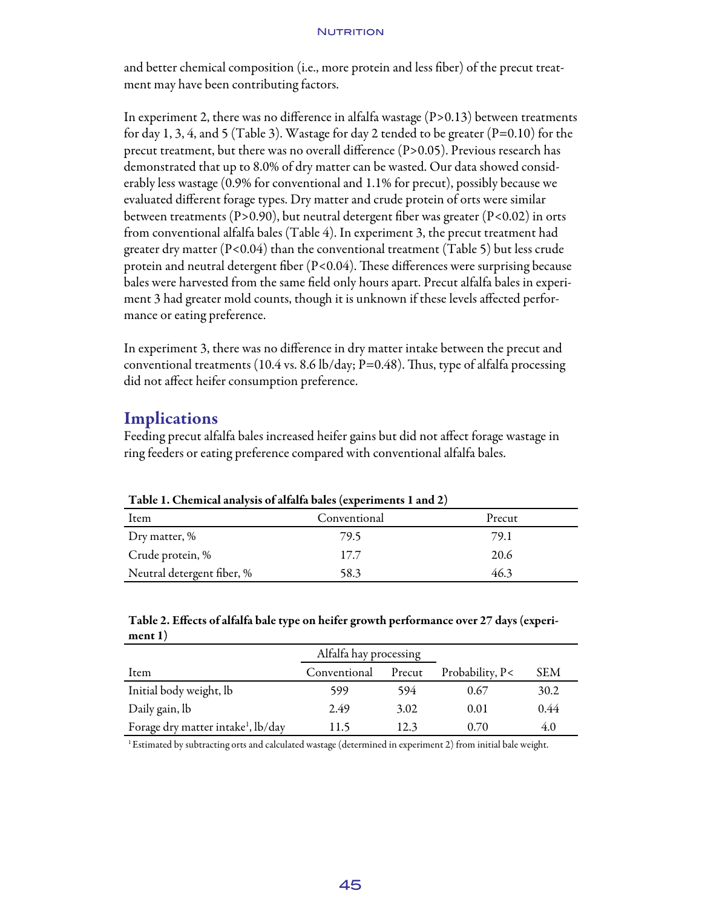and better chemical composition (i.e., more protein and less fiber) of the precut treatment may have been contributing factors.

In experiment 2, there was no difference in alfalfa wastage ($P>0.13$) between treatments for day 1, 3, 4, and 5 (Table 3). Wastage for day 2 tended to be greater ($P=0.10$) for the precut treatment, but there was no overall difference ($P>0.05$). Previous research has demonstrated that up to 8.0% of dry matter can be wasted. Our data showed considerably less wastage (0.9% for conventional and 1.1% for precut), possibly because we evaluated different forage types. Dry matter and crude protein of orts were similar between treatments ($P>0.90$), but neutral detergent fiber was greater ($P<0.02$) in orts from conventional alfalfa bales (Table 4). In experiment 3, the precut treatment had greater dry matter ($P<0.04$) than the conventional treatment (Table 5) but less crude protein and neutral detergent fiber ($P<0.04$). These differences were surprising because bales were harvested from the same field only hours apart. Precut alfalfa bales in experiment 3 had greater mold counts, though it is unknown if these levels affected performance or eating preference.

In experiment 3, there was no difference in dry matter intake between the precut and conventional treatments (10.4 vs. 8.6 lb/day; $P=0.48$). Thus, type of alfalfa processing did not affect heifer consumption preference.

## Implications

Feeding precut alfalfa bales increased heifer gains but did not affect forage wastage in ring feeders or eating preference compared with conventional alfalfa bales.

**Table 1. Chemical analysis of alfalfa bales (experiments 1 and 2)**

| Item | Conventional | Precut |
|---|---|---|
| Dry matter, % | 79.5 | 79.1 |
| Crude protein, % | 17.7 | 20.6 |
| Neutral detergent fiber, % | 58.3 | 46.3 |

**Table 2. Effects of alfalfa bale type on heifer growth performance over 27 days (experiment 1)**

| | Alfalfa hay processing | | | |
|---|---|---|---|---|
| Item | Conventional | Precut | Probability, P< | SEM |
| Initial body weight, lb | 599 | 594 | 0.67 | 30.2 |
| Daily gain, lb | 2.49 | 3.02 | 0.01 | 0.44 |
| Forage dry matter intake[1], lb/day | 11.5 | 12.3 | 0.70 | 4.0 |

[1] Estimated by subtracting orts and calculated wastage (determined in experiment 2) from initial bale weight.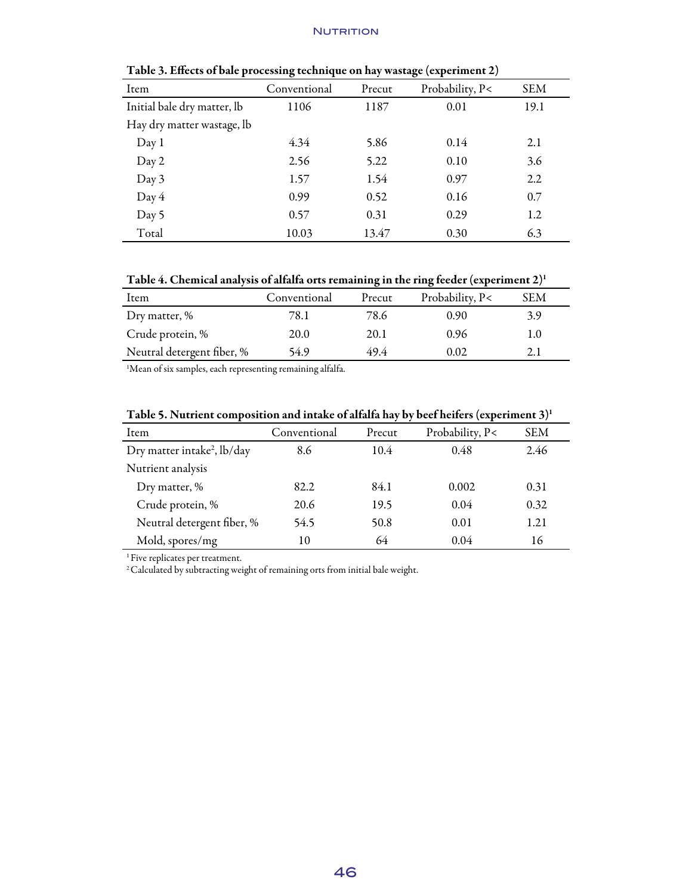**Table 3. Effects of bale processing technique on hay wastage (experiment 2)**

| Item | Conventional | Precut | Probability, P< | SEM |
|---|---|---|---|---|
| Initial bale dry matter, lb | 1106 | 1187 | 0.01 | 19.1 |
| Hay dry matter wastage, lb | | | | |
| Day 1 | 4.34 | 5.86 | 0.14 | 2.1 |
| Day 2 | 2.56 | 5.22 | 0.10 | 3.6 |
| Day 3 | 1.57 | 1.54 | 0.97 | 2.2 |
| Day 4 | 0.99 | 0.52 | 0.16 | 0.7 |
| Day 5 | 0.57 | 0.31 | 0.29 | 1.2 |
| Total | 10.03 | 13.47 | 0.30 | 6.3 |

**Table 4. Chemical analysis of alfalfa orts remaining in the ring feeder (experiment 2)[1]**

| Item | Conventional | Precut | Probability, P< | SEM |
|---|---|---|---|---|
| Dry matter, % | 78.1 | 78.6 | 0.90 | 3.9 |
| Crude protein, % | 20.0 | 20.1 | 0.96 | 1.0 |
| Neutral detergent fiber, % | 54.9 | 49.4 | 0.02 | 2.1 |

[1]Mean of six samples, each representing remaining alfalfa.

**Table 5. Nutrient composition and intake of alfalfa hay by beef heifers (experiment 3)[1]**

| Item | Conventional | Precut | Probability, P< | SEM |
|---|---|---|---|---|
| Dry matter intake[2], lb/day | 8.6 | 10.4 | 0.48 | 2.46 |
| Nutrient analysis | | | | |
| Dry matter, % | 82.2 | 84.1 | 0.002 | 0.31 |
| Crude protein, % | 20.6 | 19.5 | 0.04 | 0.32 |
| Neutral detergent fiber, % | 54.5 | 50.8 | 0.01 | 1.21 |
| Mold, spores/mg | 10 | 64 | 0.04 | 16 |

[1]Five replicates per treatment.
[2]Calculated by subtracting weight of remaining orts from initial bale weight.